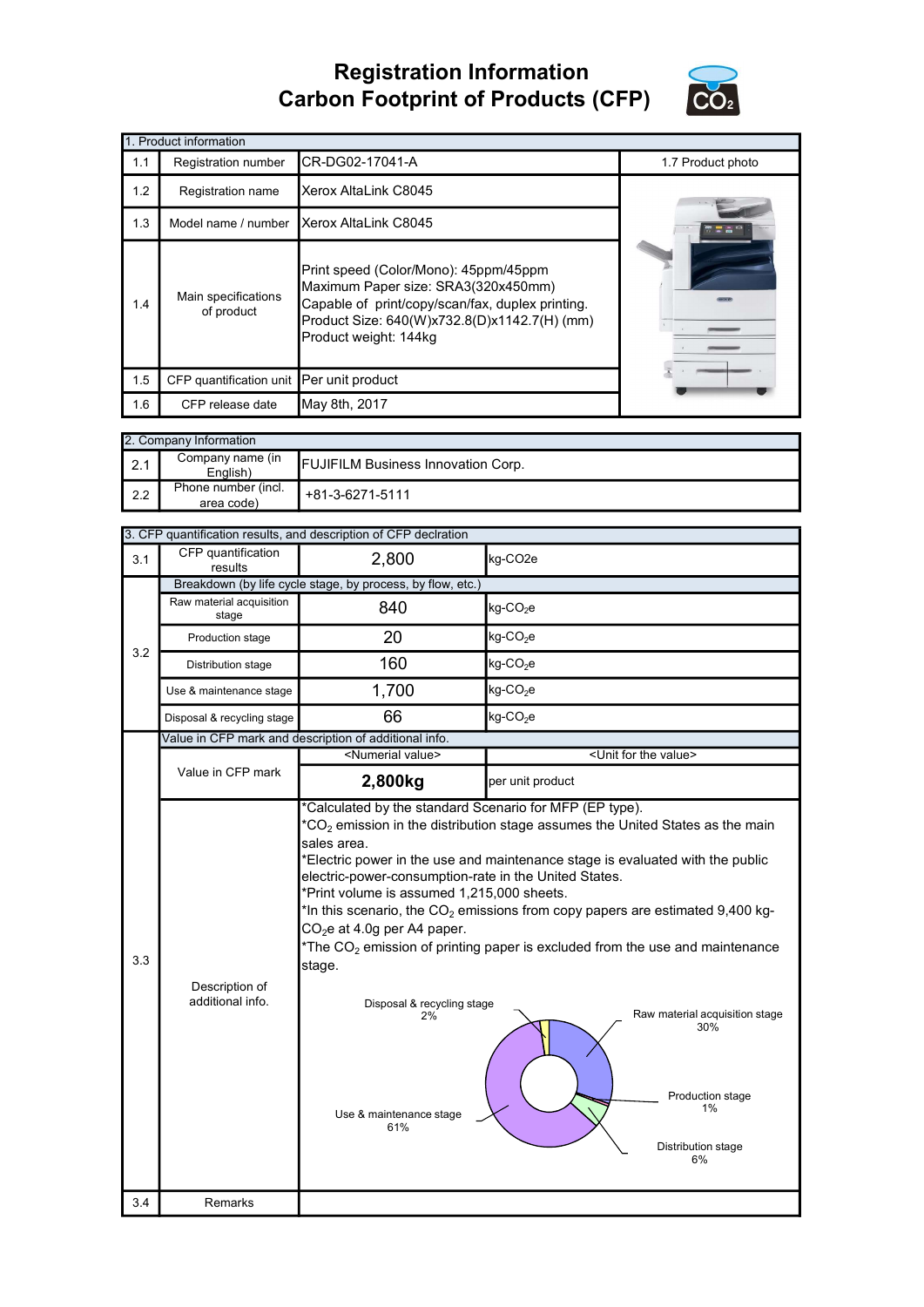# Registration Information
# Carbon Footprint of Products (CFP)

| 1. Product information | | | |
|---|---|---|---|
| 1.1 | Registration number | CR-DG02-17041-A | 1.7 Product photo |
| 1.2 | Registration name | Xerox AltaLink C8045 | |
| 1.3 | Model name / number | Xerox AltaLink C8045 | |
| 1.4 | Main specifications of product | Print speed (Color/Mono): 45ppm/45ppm<br>Maximum Paper size: SRA3(320x450mm)<br>Capable of print/copy/scan/fax, duplex printing.<br>Product Size: 640(W)x732.8(D)x1142.7(H) (mm)<br>Product weight: 144kg | |
| 1.5 | CFP quantification unit | Per unit product | |
| 1.6 | CFP release date | May 8th, 2017 | |

| 2. Company Information | | |
|---|---|---|
| 2.1 | Company name (in English) | FUJIFILM Business Innovation Corp. |
| 2.2 | Phone number (incl. area code) | +81-3-6271-5111 |

| 3. CFP quantification results, and description of CFP declration | | | |
|---|---|---|---|
| 3.1 | CFP quantification results | 2,800 | kg-CO2e |
| 3.2 | Breakdown (by life cycle stage, by process, by flow, etc.) | | |
| | Raw material acquisition stage | 840 | kg-$CO_2$e |
| | Production stage | 20 | kg-$CO_2$e |
| | Distribution stage | 160 | kg-$CO_2$e |
| | Use & maintenance stage | 1,700 | kg-$CO_2$e |
| | Disposal & recycling stage | 66 | kg-$CO_2$e |
| 3.3 | Value in CFP mark and description of additional info. | | |
| | Value in CFP mark | <Numerial value> | <Unit for the value> |
| | | **2,800kg** | per unit product |
| | Description of additional info. | *Calculated by the standard Scenario for MFP (EP type).<br>*$CO_2$ emission in the distribution stage assumes the United States as the main sales area.<br>*Electric power in the use and maintenance stage is evaluated with the public electric-power-consumption-rate in the United States.<br>*Print volume is assumed 1,215,000 sheets.<br>*In this scenario, the $CO_2$ emissions from copy papers are estimated 9,400 kg-$CO_2$e at 4.0g per A4 paper.<br>*The $CO_2$ emission of printing paper is excluded from the use and maintenance stage.<br><br>Raw material acquisition stage 30%<br>Production stage 1%<br>Distribution stage 6%<br>Use & maintenance stage 61%<br>Disposal & recycling stage 2% | |
| 3.4 | Remarks | | |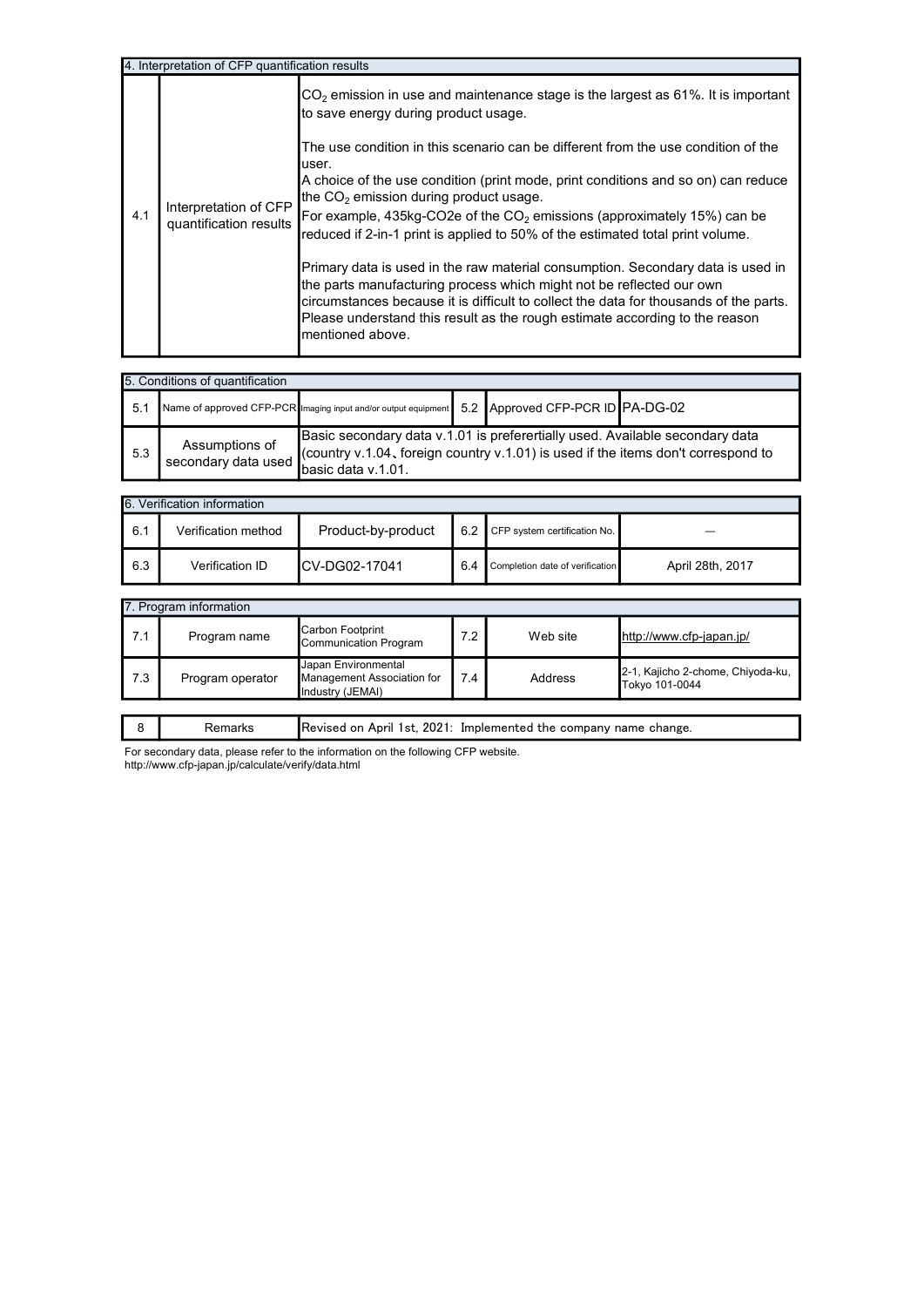| 4. Interpretation of CFP quantification results | | |
|---|---|---|
| 4.1 | Interpretation of CFP quantification results | $CO_2$ emission in use and maintenance stage is the largest as 61%. It is important to save energy during product usage.<br><br>The use condition in this scenario can be different from the use condition of the user.<br>A choice of the use condition (print mode, print conditions and so on) can reduce the $CO_2$ emission during product usage.<br>For example, 435kg-CO2e of the $CO_2$ emissions (approximately 15%) can be reduced if 2-in-1 print is applied to 50% of the estimated total print volume.<br><br>Primary data is used in the raw material consumption. Secondary data is used in the parts manufacturing process which might not be reflected our own circumstances because it is difficult to collect the data for thousands of the parts. Please understand this result as the rough estimate according to the reason mentioned above. |

| 5. Conditions of quantification | | | | |
|---|---|---|---|---|
| 5.1 | Name of approved CFP-PCR | Imaging input and/or output equipment | 5.2 Approved CFP-PCR ID | PA-DG-02 |
| 5.3 | Assumptions of secondary data used | Basic secondary data v.1.01 is preferertially used. Available secondary data (country v.1.04、foreign country v.1.01) is used if the items don't correspond to basic data v.1.01. | | |

| 6. Verification information | | | | | |
|---|---|---|---|---|---|
| 6.1 | Verification method | Product-by-product | 6.2 | CFP system certification No. | — |
| 6.3 | Verification ID | CV-DG02-17041 | 6.4 | Completion date of verification | April 28th, 2017 |

| 7. Program information | | | | | |
|---|---|---|---|---|---|
| 7.1 | Program name | Carbon Footprint Communication Program | 7.2 | Web site | http://www.cfp-japan.jp/ |
| 7.3 | Program operator | Japan Environmental Management Association for Industry (JEMAI) | 7.4 | Address | 2-1, Kajicho 2-chome, Chiyoda-ku, Tokyo 101-0044 |

| | | |
|---|---|---|
| 8 | Remarks | Revised on April 1st, 2021: Implemented the company name change. |

For secondary data, please refer to the information on the following CFP website.
http://www.cfp-japan.jp/calculate/verify/data.html